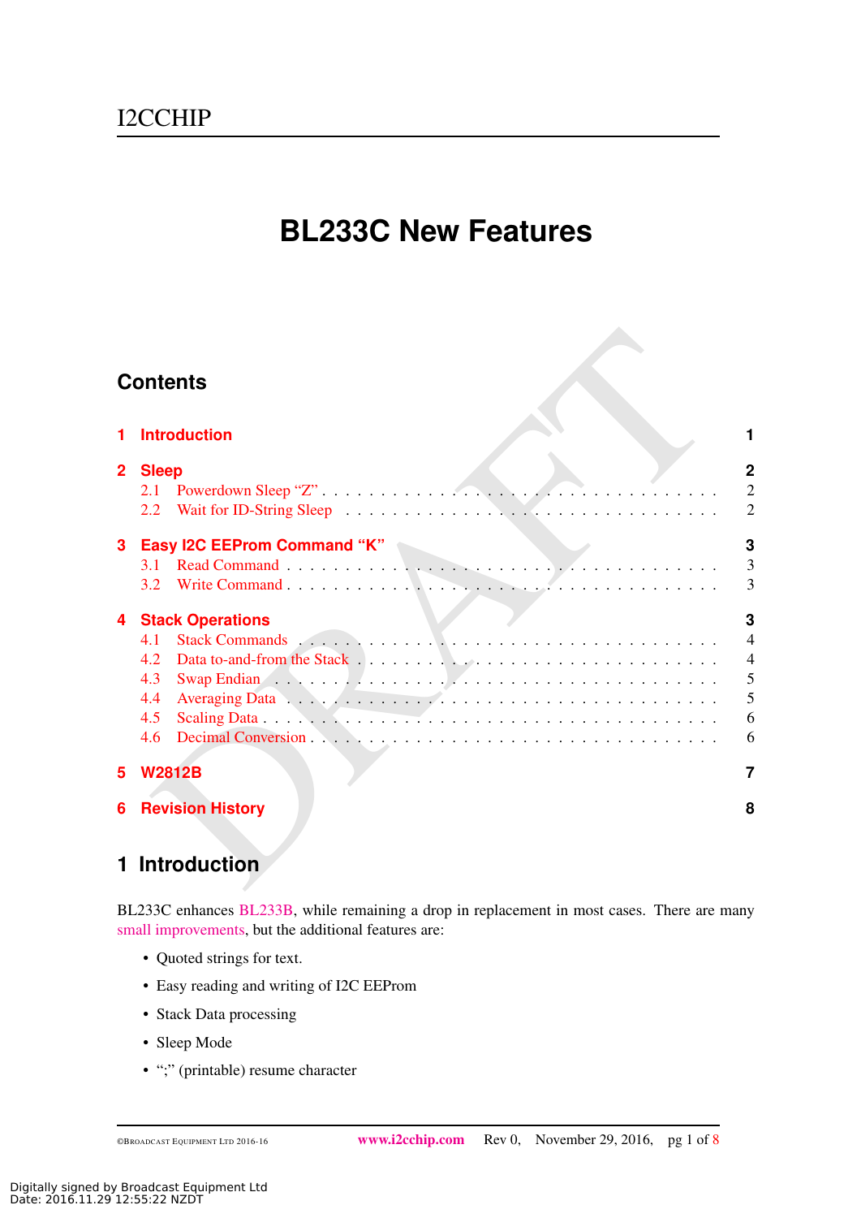I2CCHIP

# BL233C New Features

## Contents

1 Introduction — 1

2 Sleep — 2
- 2.1 Powerdown Sleep "Z" — 2
- 2.2 Wait for ID-String Sleep — 2

3 Easy I2C EEProm Command "K" — 3
- 3.1 Read Command — 3
- 3.2 Write Command — 3

4 Stack Operations — 3
- 4.1 Stack Commands — 4
- 4.2 Data to-and-from the Stack — 4
- 4.3 Swap Endian — 5
- 4.4 Averaging Data — 5
- 4.5 Scaling Data — 6
- 4.6 Decimal Conversion — 6

5 W2812B — 7

6 Revision History — 8

## 1 Introduction

BL233C enhances BL233B, while remaining a drop in replacement in most cases. There are many small improvements, but the additional features are:

- Quoted strings for text.
- Easy reading and writing of I2C EEProm
- Stack Data processing
- Sleep Mode
- ";" (printable) resume character

Digitally signed by Broadcast Equipment Ltd
Date: 2016.11.29 12:55:22 NZDT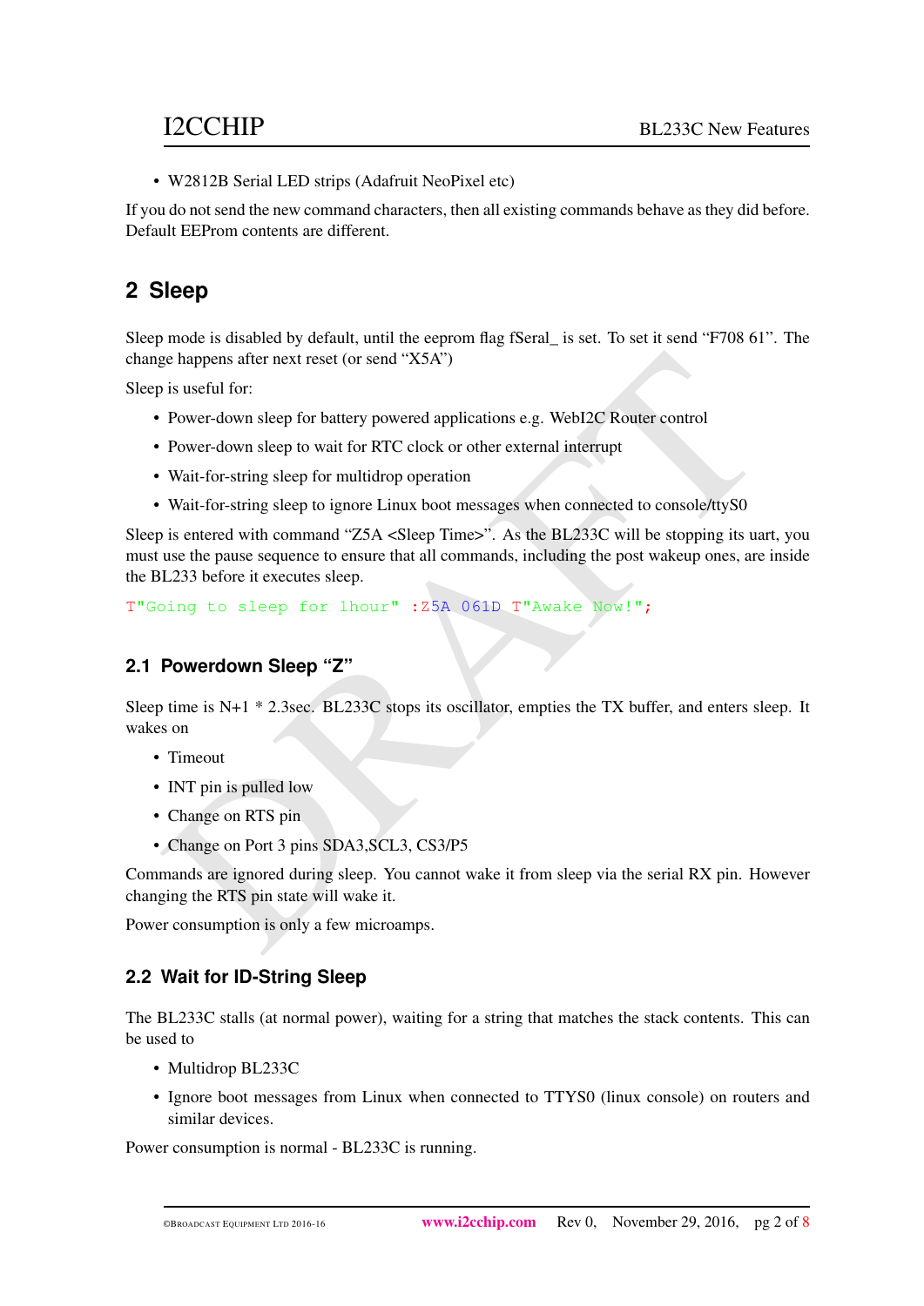- W2812B Serial LED strips (Adafruit NeoPixel etc)

If you do not send the new command characters, then all existing commands behave as they did before. Default EEProm contents are different.

## 2 Sleep

Sleep mode is disabled by default, until the eeprom flag fSeral_ is set. To set it send "F708 61". The change happens after next reset (or send "X5A")

Sleep is useful for:

- Power-down sleep for battery powered applications e.g. WebI2C Router control
- Power-down sleep to wait for RTC clock or other external interrupt
- Wait-for-string sleep for multidrop operation
- Wait-for-string sleep to ignore Linux boot messages when connected to console/ttyS0

Sleep is entered with command "Z5A <Sleep Time>". As the BL233C will be stopping its uart, you must use the pause sequence to ensure that all commands, including the post wakeup ones, are inside the BL233 before it executes sleep.

```
T"Going to sleep for 1hour" :Z5A 061D T"Awake Now!";
```

### 2.1 Powerdown Sleep "Z"

Sleep time is N+1 * 2.3sec. BL233C stops its oscillator, empties the TX buffer, and enters sleep. It wakes on

- Timeout
- INT pin is pulled low
- Change on RTS pin
- Change on Port 3 pins SDA3,SCL3, CS3/P5

Commands are ignored during sleep. You cannot wake it from sleep via the serial RX pin. However changing the RTS pin state will wake it.

Power consumption is only a few microamps.

### 2.2 Wait for ID-String Sleep

The BL233C stalls (at normal power), waiting for a string that matches the stack contents. This can be used to

- Multidrop BL233C
- Ignore boot messages from Linux when connected to TTYS0 (linux console) on routers and similar devices.

Power consumption is normal - BL233C is running.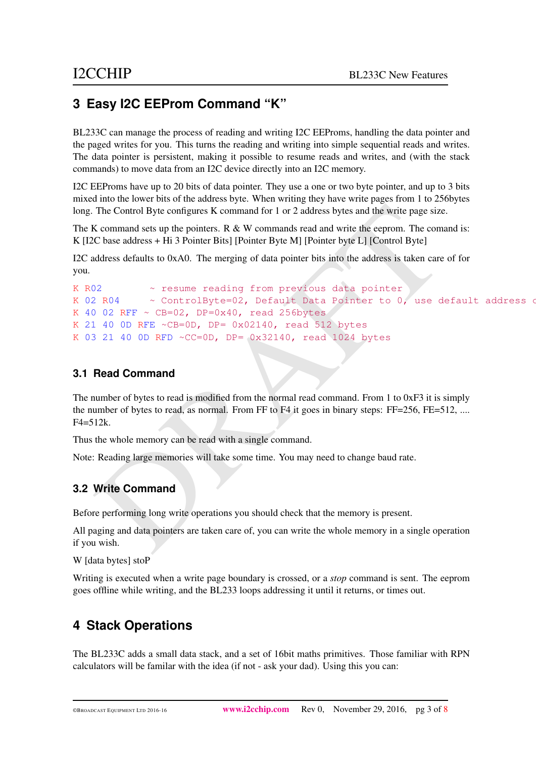## 3 Easy I2C EEProm Command "K"

BL233C can manage the process of reading and writing I2C EEProms, handling the data pointer and the paged writes for you. This turns the reading and writing into simple sequential reads and writes. The data pointer is persistent, making it possible to resume reads and writes, and (with the stack commands) to move data from an I2C device directly into an I2C memory.

I2C EEProms have up to 20 bits of data pointer. They use a one or two byte pointer, and up to 3 bits mixed into the lower bits of the address byte. When writing they have write pages from 1 to 256bytes long. The Control Byte configures K command for 1 or 2 address bytes and the write page size.

The K command sets up the pointers. R & W commands read and write the eeprom. The comand is: K [I2C base address + Hi 3 Pointer Bits] [Pointer Byte M] [Pointer byte L] [Control Byte]

I2C address defaults to 0xA0. The merging of data pointer bits into the address is taken care of for you.

```
K R02         ~ resume reading from previous data pointer
K 02 R04      ~ ControlByte=02, Default Data Pointer to 0, use default address o
K 40 02 RFF ~ CB=02, DP=0x40, read 256bytes
K 21 40 0D RFE ~CB=0D, DP= 0x02140, read 512 bytes
K 03 21 40 0D RFD ~CC=0D, DP= 0x32140, read 1024 bytes
```

### 3.1 Read Command

The number of bytes to read is modified from the normal read command. From 1 to 0xF3 it is simply the number of bytes to read, as normal. From FF to F4 it goes in binary steps: FF=256, FE=512, .... F4=512k.

Thus the whole memory can be read with a single command.

Note: Reading large memories will take some time. You may need to change baud rate.

### 3.2 Write Command

Before performing long write operations you should check that the memory is present.

All paging and data pointers are taken care of, you can write the whole memory in a single operation if you wish.

W [data bytes] stoP

Writing is executed when a write page boundary is crossed, or a *stop* command is sent. The eeprom goes offline while writing, and the BL233 loops addressing it until it returns, or times out.

## 4 Stack Operations

The BL233C adds a small data stack, and a set of 16bit maths primitives. Those familiar with RPN calculators will be familar with the idea (if not - ask your dad). Using this you can: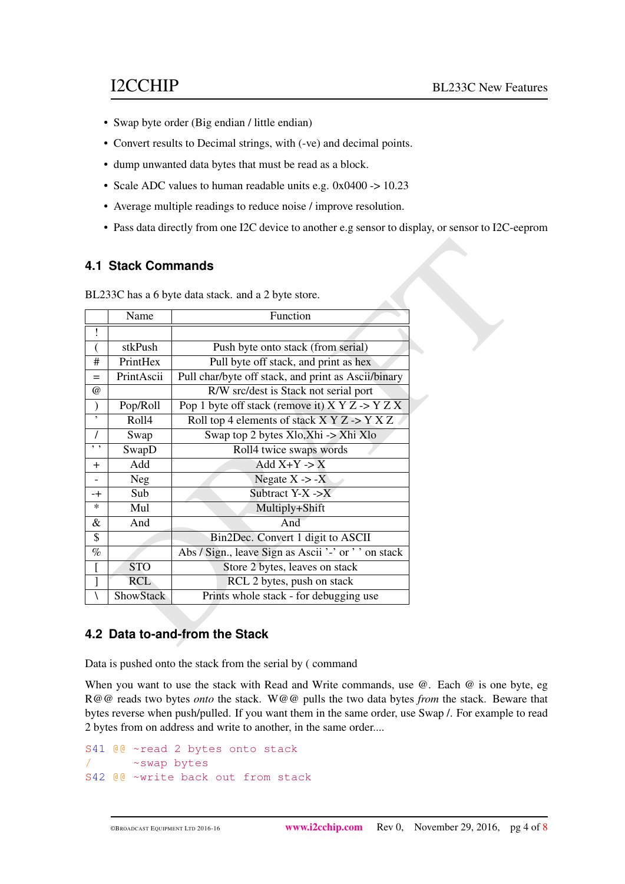- Swap byte order (Big endian / little endian)
- Convert results to Decimal strings, with (-ve) and decimal points.
- dump unwanted data bytes that must be read as a block.
- Scale ADC values to human readable units e.g. 0x0400 -> 10.23
- Average multiple readings to reduce noise / improve resolution.
- Pass data directly from one I2C device to another e.g sensor to display, or sensor to I2C-eeprom

## 4.1 Stack Commands

BL233C has a 6 byte data stack. and a 2 byte store.

| | Name | Function |
|---|---|---|
| ! | | |
| ( | stkPush | Push byte onto stack (from serial) |
| # | PrintHex | Pull byte off stack, and print as hex |
| = | PrintAscii | Pull char/byte off stack, and print as Ascii/binary |
| @ | | R/W src/dest is Stack not serial port |
| ) | Pop/Roll | Pop 1 byte off stack (remove it) X Y Z -> Y Z X |
| ' | Roll4 | Roll top 4 elements of stack X Y Z -> Y X Z |
| / | Swap | Swap top 2 bytes Xlo,Xhi -> Xhi Xlo |
| ' ' | SwapD | Roll4 twice swaps words |
| + | Add | Add X+Y -> X |
| - | Neg | Negate X -> -X |
| -+ | Sub | Subtract Y-X ->X |
| * | Mul | Multiply+Shift |
| & | And | And |
| $ | | Bin2Dec. Convert 1 digit to ASCII |
| % | | Abs / Sign., leave Sign as Ascii '-' or ' ' on stack |
| [ | STO | Store 2 bytes, leaves on stack |
| ] | RCL | RCL 2 bytes, push on stack |
| \ | ShowStack | Prints whole stack - for debugging use |

## 4.2 Data to-and-from the Stack

Data is pushed onto the stack from the serial by ( command

When you want to use the stack with Read and Write commands, use @. Each @ is one byte, eg R@@ reads two bytes *onto* the stack. W@@ pulls the two data bytes *from* the stack. Beware that bytes reverse when push/pulled. If you want them in the same order, use Swap /. For example to read 2 bytes from on address and write to another, in the same order....

```
S41 @@ ~read 2 bytes onto stack
/      ~swap bytes
S42 @@ ~write back out from stack
```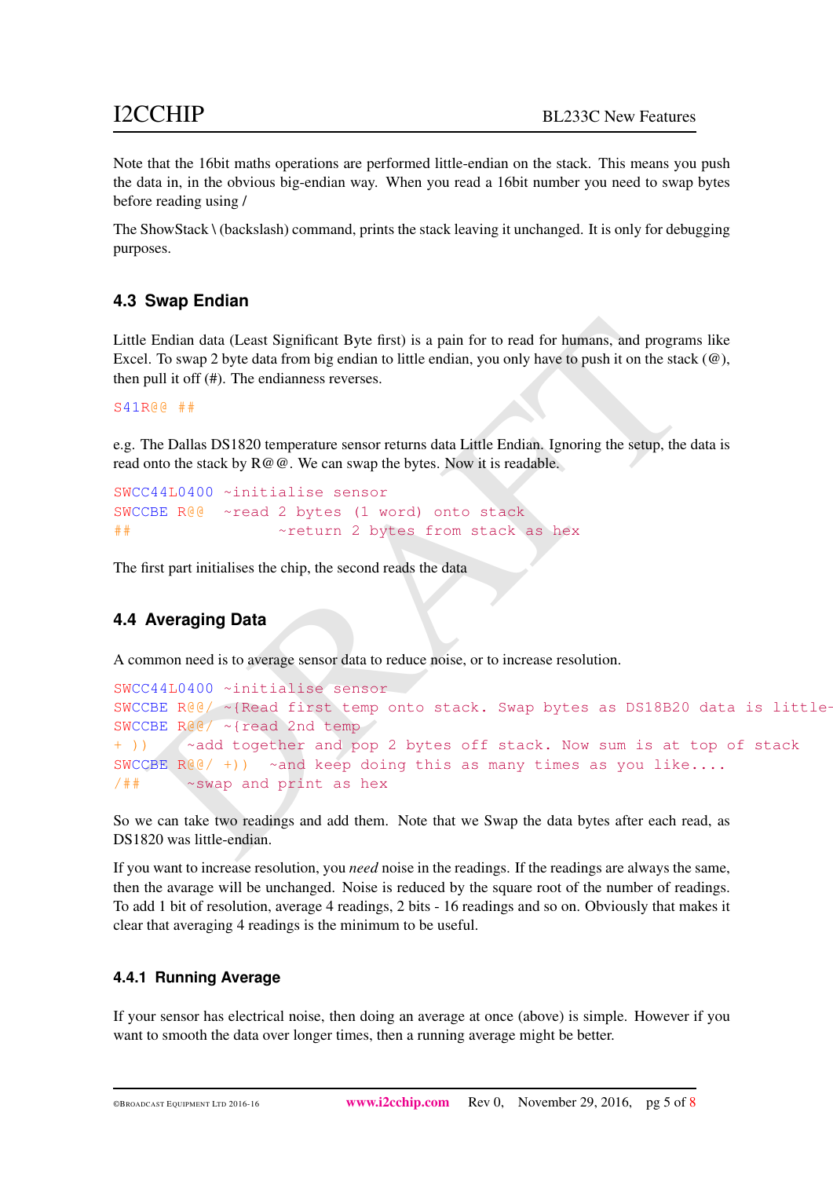Note that the 16bit maths operations are performed little-endian on the stack. This means you push the data in, in the obvious big-endian way. When you read a 16bit number you need to swap bytes before reading using /

The ShowStack \ (backslash) command, prints the stack leaving it unchanged. It is only for debugging purposes.

### 4.3 Swap Endian

Little Endian data (Least Significant Byte first) is a pain for to read for humans, and programs like Excel. To swap 2 byte data from big endian to little endian, you only have to push it on the stack (@), then pull it off (#). The endianness reverses.

```
S41R@@ ##
```

e.g. The Dallas DS1820 temperature sensor returns data Little Endian. Ignoring the setup, the data is read onto the stack by R@@. We can swap the bytes. Now it is readable.

```
SWCC44L0400 ~initialise sensor
SWCCBE R@@  ~read 2 bytes (1 word) onto stack
##                ~return 2 bytes from stack as hex
```

The first part initialises the chip, the second reads the data

### 4.4 Averaging Data

A common need is to average sensor data to reduce noise, or to increase resolution.

```
SWCC44L0400 ~initialise sensor
SWCCBE R@@/ ~{Read first temp onto stack. Swap bytes as DS18B20 data is little-
SWCCBE R@@/ ~{read 2nd temp
+ ))    ~add together and pop 2 bytes off stack. Now sum is at top of stack
SWCCBE R@@/ +)) ~and keep doing this as many times as you like....
/##     ~swap and print as hex
```

So we can take two readings and add them. Note that we Swap the data bytes after each read, as DS1820 was little-endian.

If you want to increase resolution, you *need* noise in the readings. If the readings are always the same, then the avarage will be unchanged. Noise is reduced by the square root of the number of readings. To add 1 bit of resolution, average 4 readings, 2 bits - 16 readings and so on. Obviously that makes it clear that averaging 4 readings is the minimum to be useful.

#### 4.4.1 Running Average

If your sensor has electrical noise, then doing an average at once (above) is simple. However if you want to smooth the data over longer times, then a running average might be better.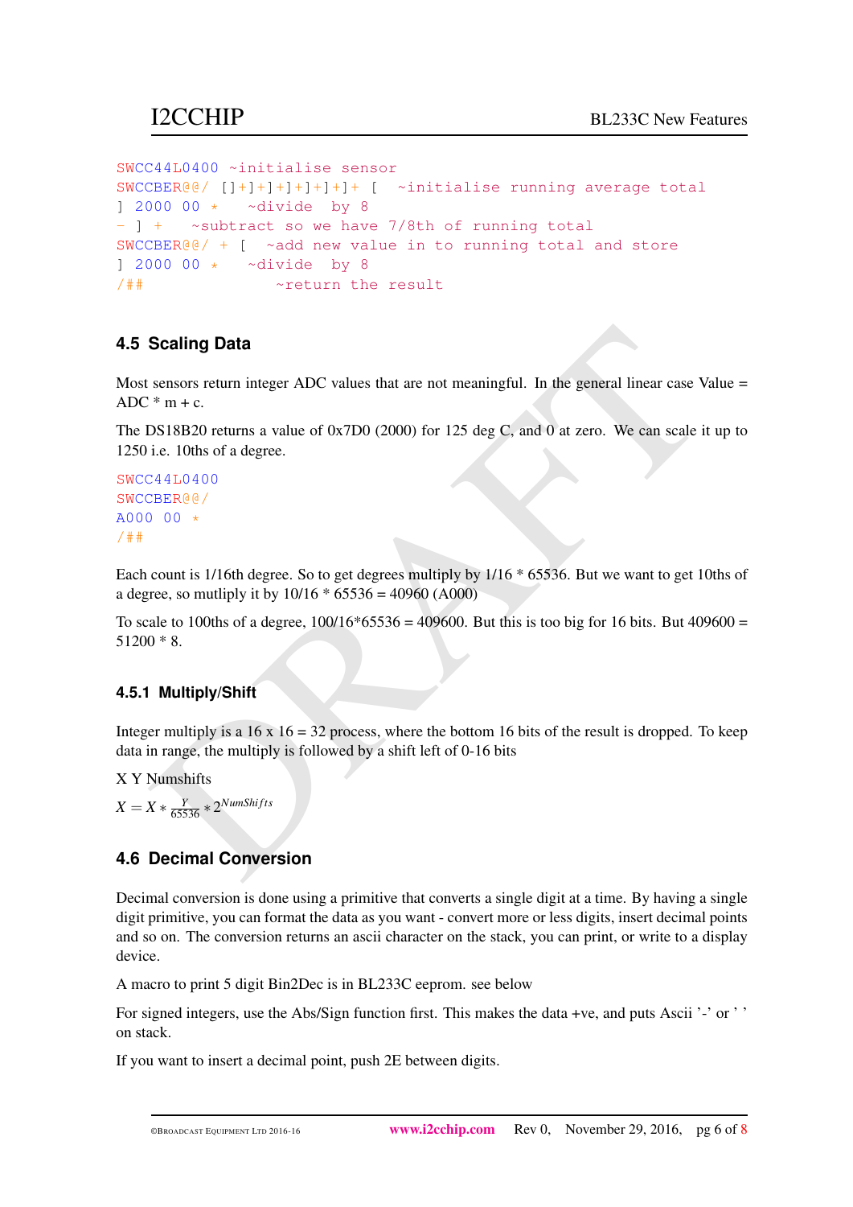```
SWCC44L0400 ~initialise sensor
SWCCBER@@/ []+]+]+]+]+]+]+ [  ~initialise running average total
] 2000 00 *   ~divide  by 8
- ] +   ~subtract so we have 7/8th of running total
SWCCBER@@/ + [  ~add new value in to running total and store
] 2000 00 *   ~divide  by 8
/##               ~return the result
```

## 4.5 Scaling Data

Most sensors return integer ADC values that are not meaningful. In the general linear case Value = ADC * m + c.

The DS18B20 returns a value of 0x7D0 (2000) for 125 deg C, and 0 at zero. We can scale it up to 1250 i.e. 10ths of a degree.

```
SWCC44L0400
SWCCBER@@/
A000 00 *
/##
```

Each count is 1/16th degree. So to get degrees multiply by 1/16 * 65536. But we want to get 10ths of a degree, so mutliply it by 10/16 * 65536 = 40960 (A000)

To scale to 100ths of a degree, 100/16*65536 = 409600. But this is too big for 16 bits. But 409600 = 51200 * 8.

### 4.5.1 Multiply/Shift

Integer multiply is a 16 x 16 = 32 process, where the bottom 16 bits of the result is dropped. To keep data in range, the multiply is followed by a shift left of 0-16 bits

X Y Numshifts

$X = X * \frac{Y}{65536} * 2^{NumShifts}$

## 4.6 Decimal Conversion

Decimal conversion is done using a primitive that converts a single digit at a time. By having a single digit primitive, you can format the data as you want - convert more or less digits, insert decimal points and so on. The conversion returns an ascii character on the stack, you can print, or write to a display device.

A macro to print 5 digit Bin2Dec is in BL233C eeprom. see below

For signed integers, use the Abs/Sign function first. This makes the data +ve, and puts Ascii '-' or ' ' on stack.

If you want to insert a decimal point, push 2E between digits.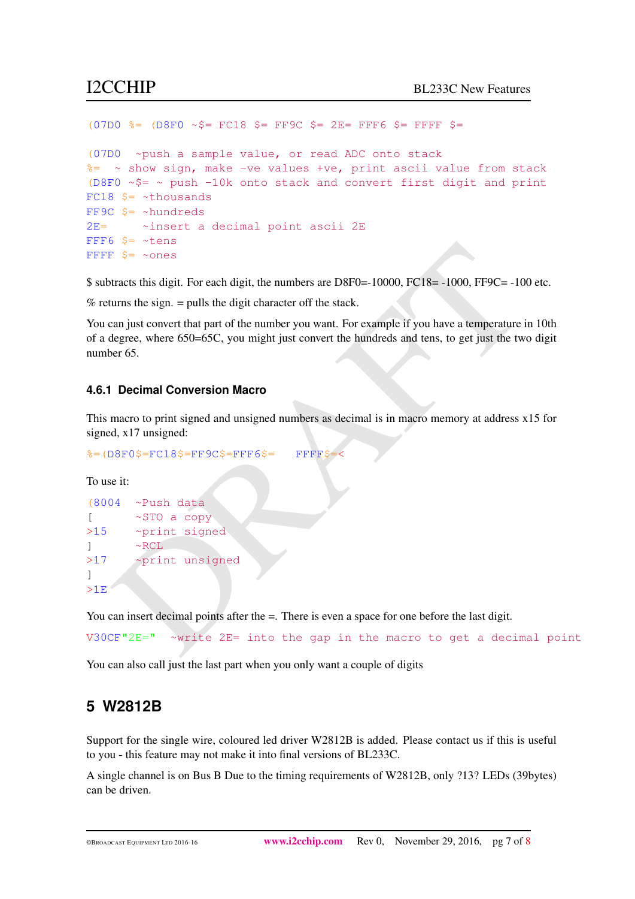```
(07D0 %= (D8F0 ~$= FC18 $= FF9C $= 2E= FFF6 $= FFFF $=
```

```
(07D0  ~push a sample value, or read ADC onto stack
%=  ~ show sign, make -ve values +ve, print ascii value from stack
(D8F0 ~$= ~ push -10k onto stack and convert first digit and print
FC18 $= ~thousands
FF9C $= ~hundreds
2E=     ~insert a decimal point ascii 2E
FFF6 $= ~tens
FFFF $= ~ones
```

$ subtracts this digit. For each digit, the numbers are D8F0=-10000, FC18= -1000, FF9C= -100 etc.

% returns the sign. = pulls the digit character off the stack.

You can just convert that part of the number you want. For example if you have a temperature in 10th of a degree, where 650=65C, you might just convert the hundreds and tens, to get just the two digit number 65.

### 4.6.1 Decimal Conversion Macro

This macro to print signed and unsigned numbers as decimal is in macro memory at address x15 for signed, x17 unsigned:

```
%=(D8F0$=FC18$=FF9C$=FFF6$=   FFFF$=<
```

To use it:

```
(8004  ~Push data
[      ~STO a copy
>15    ~print signed
]      ~RCL
>17    ~print unsigned
]
>1E
```

You can insert decimal points after the =. There is even a space for one before the last digit.

```
V30CF"2E="  ~write 2E= into the gap in the macro to get a decimal point
```

You can also call just the last part when you only want a couple of digits

## 5 W2812B

Support for the single wire, coloured led driver W2812B is added. Please contact us if this is useful to you - this feature may not make it into final versions of BL233C.

A single channel is on Bus B Due to the timing requirements of W2812B, only ?13? LEDs (39bytes) can be driven.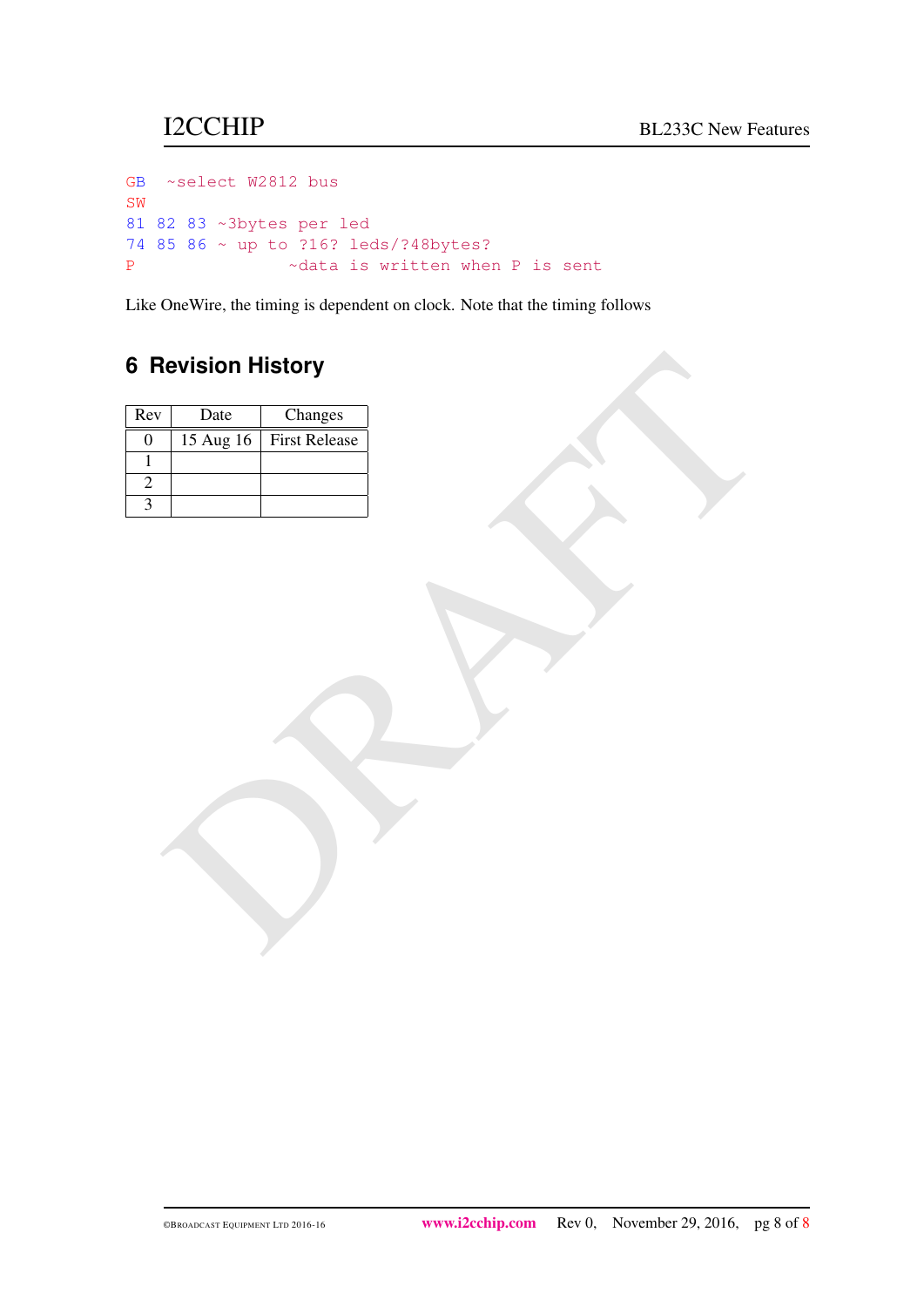```
GB  ~select W2812 bus
SW
81 82 83 ~3bytes per led
74 85 86 ~ up to ?16? leds/?48bytes?
P                ~data is written when P is sent
```

Like OneWire, the timing is dependent on clock. Note that the timing follows

## 6 Revision History

| Rev | Date | Changes |
|---|---|---|
| 0 | 15 Aug 16 | First Release |
| 1 | | |
| 2 | | |
| 3 | | |